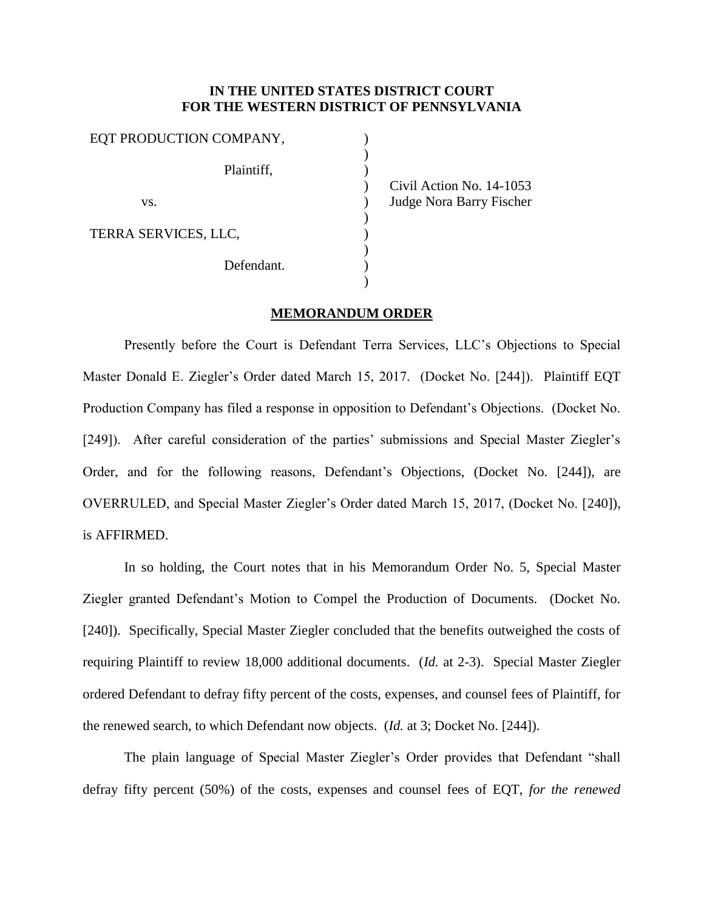**IN THE UNITED STATES DISTRICT COURT**
**FOR THE WESTERN DISTRICT OF PENNSYLVANIA**

| | | |
|---|---|---|
| EQT PRODUCTION COMPANY, | ) | |
| Plaintiff, | ) | Civil Action No. 14-1053 |
| vs. | ) | Judge Nora Barry Fischer |
| TERRA SERVICES, LLC, | ) | |
| Defendant. | ) | |

**MEMORANDUM ORDER**

Presently before the Court is Defendant Terra Services, LLC's Objections to Special Master Donald E. Ziegler's Order dated March 15, 2017. (Docket No. [244]). Plaintiff EQT Production Company has filed a response in opposition to Defendant's Objections. (Docket No. [249]). After careful consideration of the parties' submissions and Special Master Ziegler's Order, and for the following reasons, Defendant's Objections, (Docket No. [244]), are OVERRULED, and Special Master Ziegler's Order dated March 15, 2017, (Docket No. [240]), is AFFIRMED.

In so holding, the Court notes that in his Memorandum Order No. 5, Special Master Ziegler granted Defendant's Motion to Compel the Production of Documents. (Docket No. [240]). Specifically, Special Master Ziegler concluded that the benefits outweighed the costs of requiring Plaintiff to review 18,000 additional documents. (*Id.* at 2-3). Special Master Ziegler ordered Defendant to defray fifty percent of the costs, expenses, and counsel fees of Plaintiff, for the renewed search, to which Defendant now objects. (*Id.* at 3; Docket No. [244]).

The plain language of Special Master Ziegler's Order provides that Defendant "shall defray fifty percent (50%) of the costs, expenses and counsel fees of EQT, *for the renewed*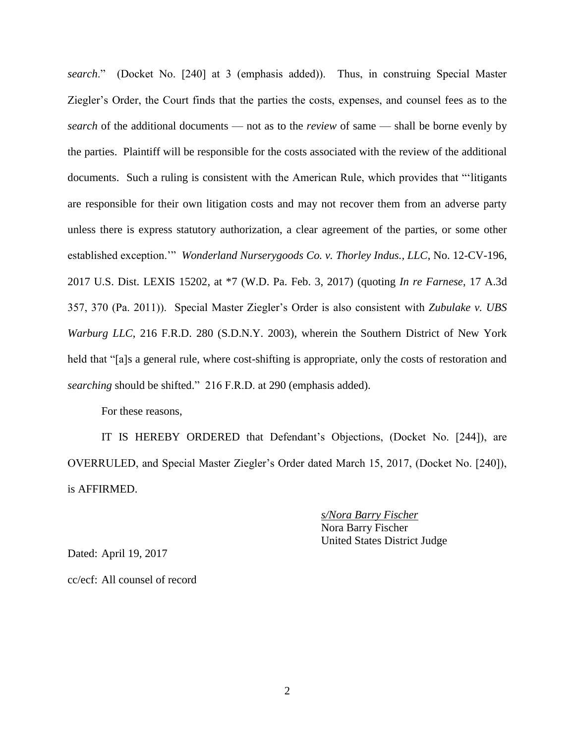*search*." (Docket No. [240] at 3 (emphasis added)). Thus, in construing Special Master Ziegler's Order, the Court finds that the parties the costs, expenses, and counsel fees as to the *search* of the additional documents — not as to the *review* of same — shall be borne evenly by the parties. Plaintiff will be responsible for the costs associated with the review of the additional documents. Such a ruling is consistent with the American Rule, which provides that "'litigants are responsible for their own litigation costs and may not recover them from an adverse party unless there is express statutory authorization, a clear agreement of the parties, or some other established exception.'" *Wonderland Nurserygoods Co. v. Thorley Indus., LLC*, No. 12-CV-196, 2017 U.S. Dist. LEXIS 15202, at *7 (W.D. Pa. Feb. 3, 2017) (quoting *In re Farnese*, 17 A.3d 357, 370 (Pa. 2011)). Special Master Ziegler's Order is also consistent with *Zubulake v. UBS Warburg LLC*, 216 F.R.D. 280 (S.D.N.Y. 2003), wherein the Southern District of New York held that "[a]s a general rule, where cost-shifting is appropriate, only the costs of restoration and *searching* should be shifted." 216 F.R.D. at 290 (emphasis added).

For these reasons,

IT IS HEREBY ORDERED that Defendant's Objections, (Docket No. [244]), are OVERRULED, and Special Master Ziegler's Order dated March 15, 2017, (Docket No. [240]), is AFFIRMED.

*s/Nora Barry Fischer*
Nora Barry Fischer
United States District Judge

Dated: April 19, 2017

cc/ecf: All counsel of record